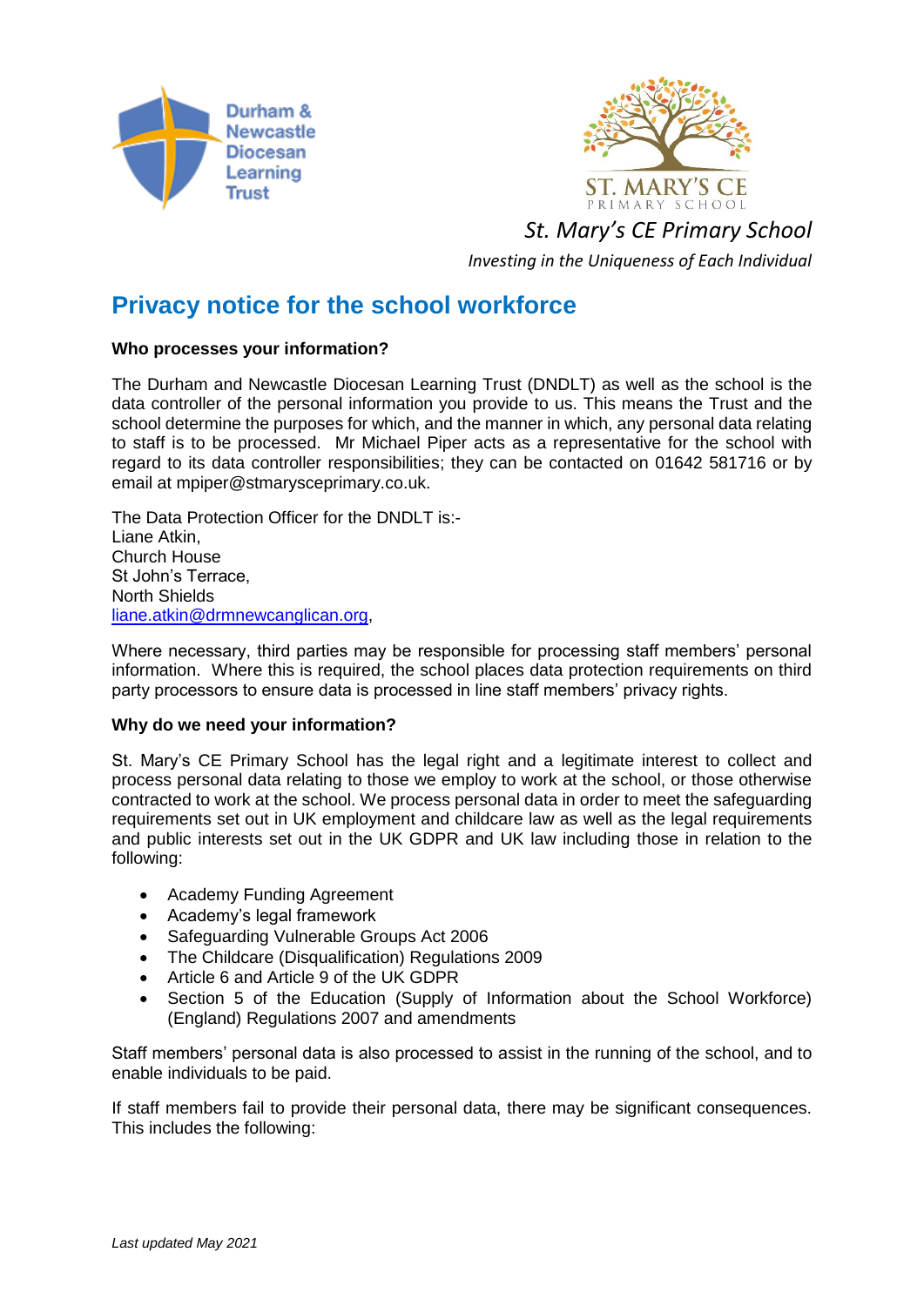Durham & Newcastle Diocesan Learning Trust

ST. MARY'S CE
PRIMARY SCHOOL

*St. Mary's CE Primary School*

*Investing in the Uniqueness of Each Individual*

# Privacy notice for the school workforce

**Who processes your information?**

The Durham and Newcastle Diocesan Learning Trust (DNDLT) as well as the school is the data controller of the personal information you provide to us. This means the Trust and the school determine the purposes for which, and the manner in which, any personal data relating to staff is to be processed. Mr Michael Piper acts as a representative for the school with regard to its data controller responsibilities; they can be contacted on 01642 581716 or by email at mpiper@stmarysceprimary.co.uk.

The Data Protection Officer for the DNDLT is:-
Liane Atkin,
Church House
St John's Terrace,
North Shields
liane.atkin@drmnewcanglican.org,

Where necessary, third parties may be responsible for processing staff members' personal information. Where this is required, the school places data protection requirements on third party processors to ensure data is processed in line staff members' privacy rights.

**Why do we need your information?**

St. Mary's CE Primary School has the legal right and a legitimate interest to collect and process personal data relating to those we employ to work at the school, or those otherwise contracted to work at the school. We process personal data in order to meet the safeguarding requirements set out in UK employment and childcare law as well as the legal requirements and public interests set out in the UK GDPR and UK law including those in relation to the following:

- Academy Funding Agreement
- Academy's legal framework
- Safeguarding Vulnerable Groups Act 2006
- The Childcare (Disqualification) Regulations 2009
- Article 6 and Article 9 of the UK GDPR
- Section 5 of the Education (Supply of Information about the School Workforce) (England) Regulations 2007 and amendments

Staff members' personal data is also processed to assist in the running of the school, and to enable individuals to be paid.

If staff members fail to provide their personal data, there may be significant consequences. This includes the following: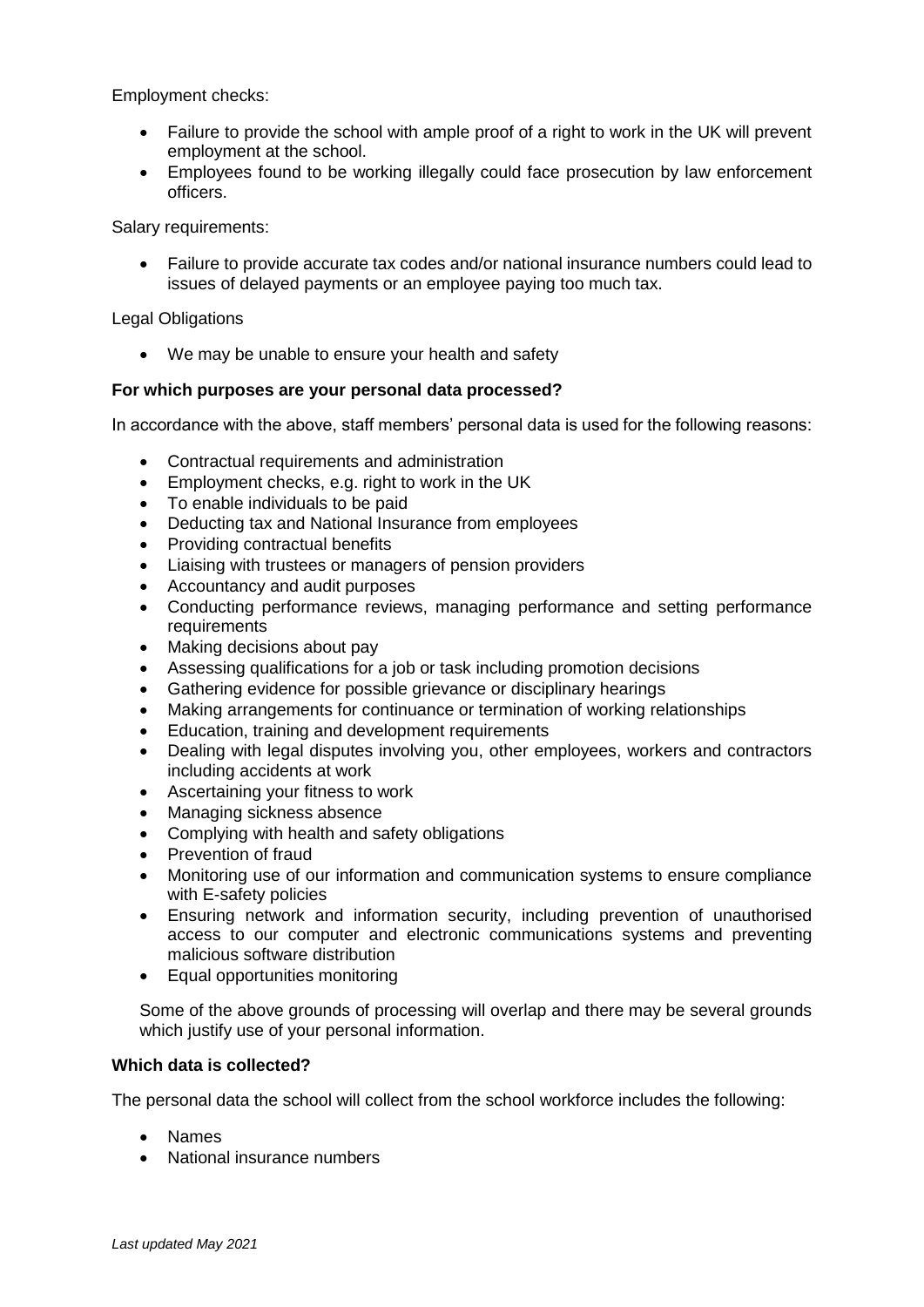Employment checks:

- Failure to provide the school with ample proof of a right to work in the UK will prevent employment at the school.
- Employees found to be working illegally could face prosecution by law enforcement officers.

Salary requirements:

- Failure to provide accurate tax codes and/or national insurance numbers could lead to issues of delayed payments or an employee paying too much tax.

Legal Obligations

- We may be unable to ensure your health and safety

**For which purposes are your personal data processed?**

In accordance with the above, staff members' personal data is used for the following reasons:

- Contractual requirements and administration
- Employment checks, e.g. right to work in the UK
- To enable individuals to be paid
- Deducting tax and National Insurance from employees
- Providing contractual benefits
- Liaising with trustees or managers of pension providers
- Accountancy and audit purposes
- Conducting performance reviews, managing performance and setting performance requirements
- Making decisions about pay
- Assessing qualifications for a job or task including promotion decisions
- Gathering evidence for possible grievance or disciplinary hearings
- Making arrangements for continuance or termination of working relationships
- Education, training and development requirements
- Dealing with legal disputes involving you, other employees, workers and contractors including accidents at work
- Ascertaining your fitness to work
- Managing sickness absence
- Complying with health and safety obligations
- Prevention of fraud
- Monitoring use of our information and communication systems to ensure compliance with E-safety policies
- Ensuring network and information security, including prevention of unauthorised access to our computer and electronic communications systems and preventing malicious software distribution
- Equal opportunities monitoring

Some of the above grounds of processing will overlap and there may be several grounds which justify use of your personal information.

**Which data is collected?**

The personal data the school will collect from the school workforce includes the following:

- Names
- National insurance numbers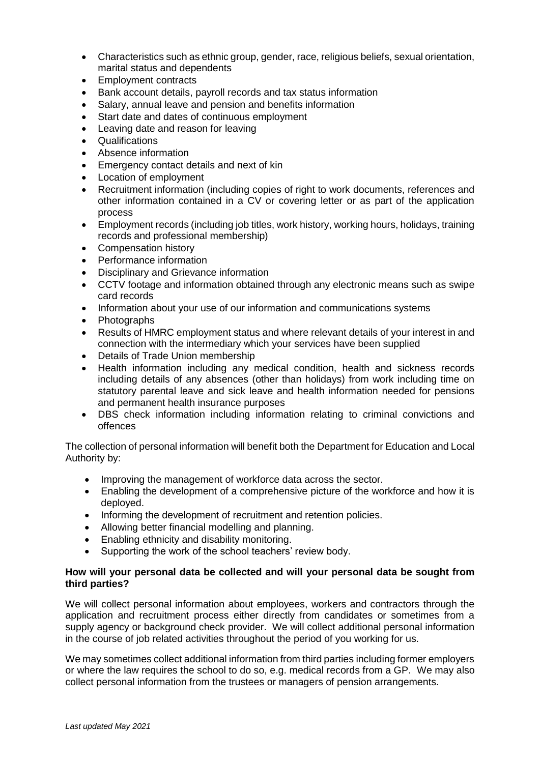- Characteristics such as ethnic group, gender, race, religious beliefs, sexual orientation, marital status and dependents
- Employment contracts
- Bank account details, payroll records and tax status information
- Salary, annual leave and pension and benefits information
- Start date and dates of continuous employment
- Leaving date and reason for leaving
- Qualifications
- Absence information
- Emergency contact details and next of kin
- Location of employment
- Recruitment information (including copies of right to work documents, references and other information contained in a CV or covering letter or as part of the application process
- Employment records (including job titles, work history, working hours, holidays, training records and professional membership)
- Compensation history
- Performance information
- Disciplinary and Grievance information
- CCTV footage and information obtained through any electronic means such as swipe card records
- Information about your use of our information and communications systems
- Photographs
- Results of HMRC employment status and where relevant details of your interest in and connection with the intermediary which your services have been supplied
- Details of Trade Union membership
- Health information including any medical condition, health and sickness records including details of any absences (other than holidays) from work including time on statutory parental leave and sick leave and health information needed for pensions and permanent health insurance purposes
- DBS check information including information relating to criminal convictions and offences

The collection of personal information will benefit both the Department for Education and Local Authority by:

- Improving the management of workforce data across the sector.
- Enabling the development of a comprehensive picture of the workforce and how it is deployed.
- Informing the development of recruitment and retention policies.
- Allowing better financial modelling and planning.
- Enabling ethnicity and disability monitoring.
- Supporting the work of the school teachers' review body.

**How will your personal data be collected and will your personal data be sought from third parties?**

We will collect personal information about employees, workers and contractors through the application and recruitment process either directly from candidates or sometimes from a supply agency or background check provider. We will collect additional personal information in the course of job related activities throughout the period of you working for us.

We may sometimes collect additional information from third parties including former employers or where the law requires the school to do so, e.g. medical records from a GP. We may also collect personal information from the trustees or managers of pension arrangements.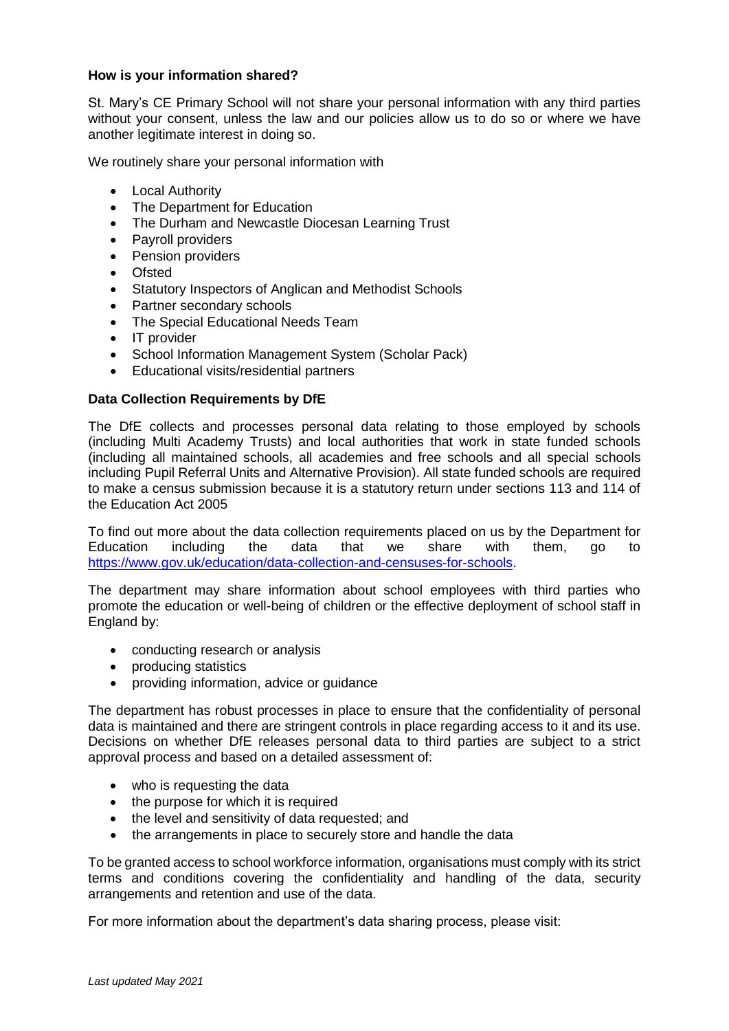**How is your information shared?**

St. Mary's CE Primary School will not share your personal information with any third parties without your consent, unless the law and our policies allow us to do so or where we have another legitimate interest in doing so.

We routinely share your personal information with

- Local Authority
- The Department for Education
- The Durham and Newcastle Diocesan Learning Trust
- Payroll providers
- Pension providers
- Ofsted
- Statutory Inspectors of Anglican and Methodist Schools
- Partner secondary schools
- The Special Educational Needs Team
- IT provider
- School Information Management System (Scholar Pack)
- Educational visits/residential partners

**Data Collection Requirements by DfE**

The DfE collects and processes personal data relating to those employed by schools (including Multi Academy Trusts) and local authorities that work in state funded schools (including all maintained schools, all academies and free schools and all special schools including Pupil Referral Units and Alternative Provision). All state funded schools are required to make a census submission because it is a statutory return under sections 113 and 114 of the Education Act 2005

To find out more about the data collection requirements placed on us by the Department for Education including the data that we share with them, go to https://www.gov.uk/education/data-collection-and-censuses-for-schools.

The department may share information about school employees with third parties who promote the education or well-being of children or the effective deployment of school staff in England by:

- conducting research or analysis
- producing statistics
- providing information, advice or guidance

The department has robust processes in place to ensure that the confidentiality of personal data is maintained and there are stringent controls in place regarding access to it and its use. Decisions on whether DfE releases personal data to third parties are subject to a strict approval process and based on a detailed assessment of:

- who is requesting the data
- the purpose for which it is required
- the level and sensitivity of data requested; and
- the arrangements in place to securely store and handle the data

To be granted access to school workforce information, organisations must comply with its strict terms and conditions covering the confidentiality and handling of the data, security arrangements and retention and use of the data.

For more information about the department's data sharing process, please visit:

*Last updated May 2021*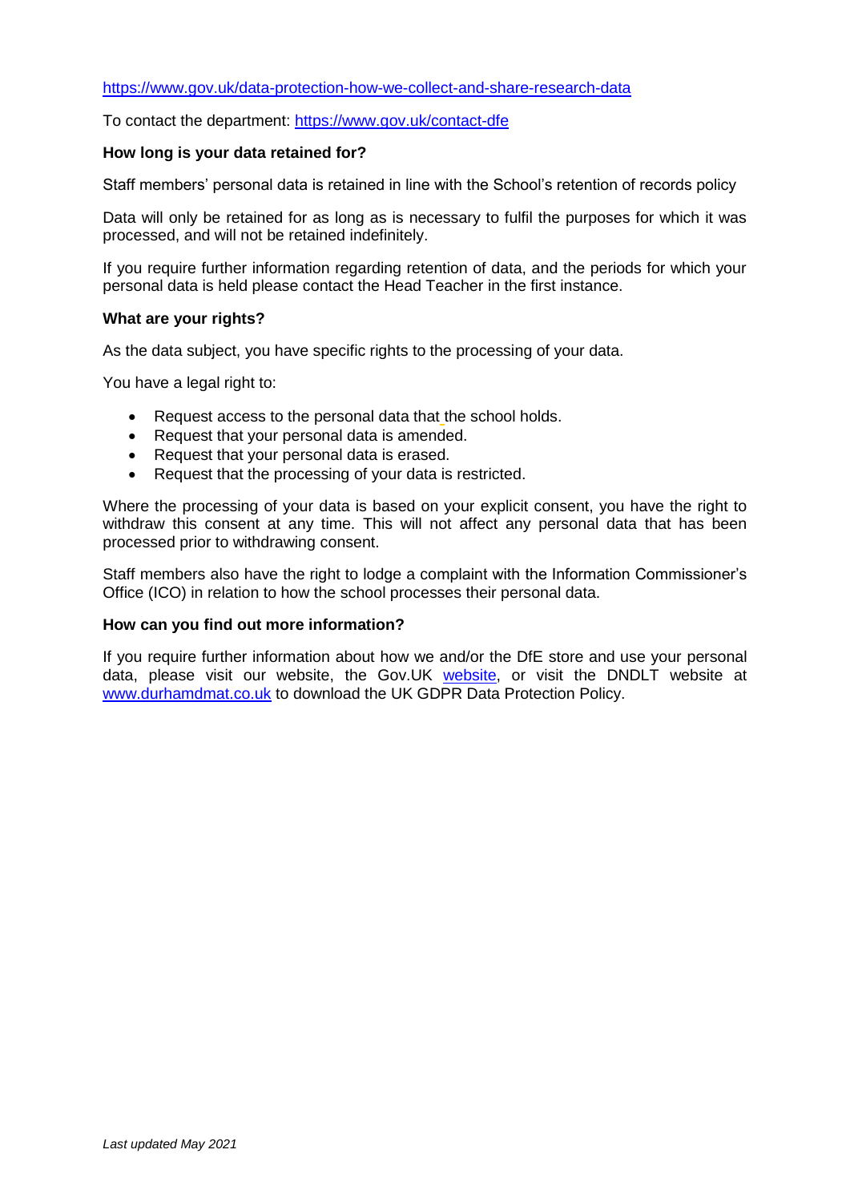https://www.gov.uk/data-protection-how-we-collect-and-share-research-data

To contact the department: https://www.gov.uk/contact-dfe

**How long is your data retained for?**

Staff members' personal data is retained in line with the School's retention of records policy

Data will only be retained for as long as is necessary to fulfil the purposes for which it was processed, and will not be retained indefinitely.

If you require further information regarding retention of data, and the periods for which your personal data is held please contact the Head Teacher in the first instance.

**What are your rights?**

As the data subject, you have specific rights to the processing of your data.

You have a legal right to:

- Request access to the personal data that the school holds.
- Request that your personal data is amended.
- Request that your personal data is erased.
- Request that the processing of your data is restricted.

Where the processing of your data is based on your explicit consent, you have the right to withdraw this consent at any time. This will not affect any personal data that has been processed prior to withdrawing consent.

Staff members also have the right to lodge a complaint with the Information Commissioner's Office (ICO) in relation to how the school processes their personal data.

**How can you find out more information?**

If you require further information about how we and/or the DfE store and use your personal data, please visit our website, the Gov.UK website, or visit the DNDLT website at www.durhamdmat.co.uk to download the UK GDPR Data Protection Policy.

*Last updated May 2021*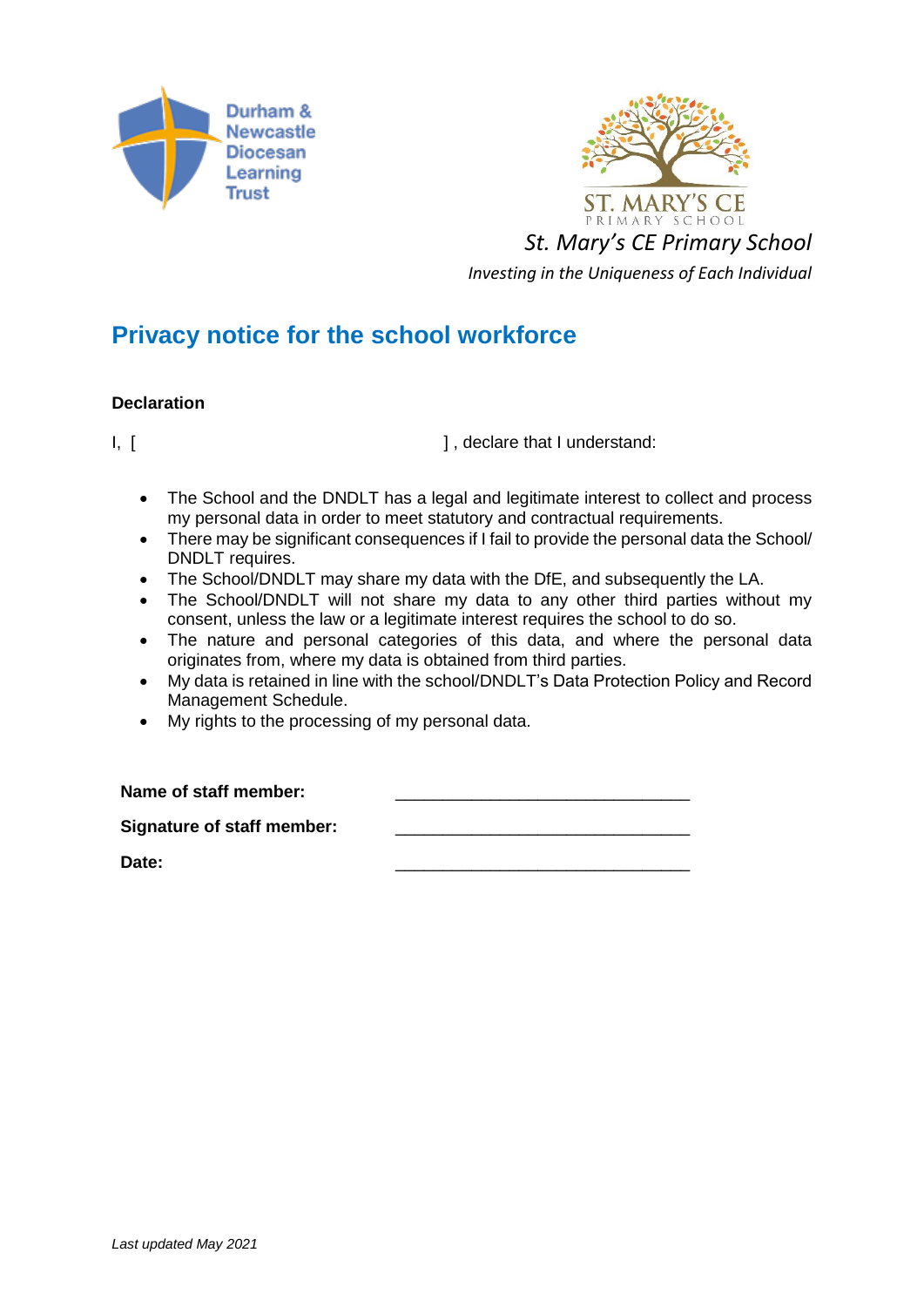Durham & Newcastle Diocesan Learning Trust

ST. MARY'S CE PRIMARY SCHOOL

*St. Mary's CE Primary School*

*Investing in the Uniqueness of Each Individual*

# Privacy notice for the school workforce

**Declaration**

I, [                                                              ] , declare that I understand:

- The School and the DNDLT has a legal and legitimate interest to collect and process my personal data in order to meet statutory and contractual requirements.
- There may be significant consequences if I fail to provide the personal data the School/ DNDLT requires.
- The School/DNDLT may share my data with the DfE, and subsequently the LA.
- The School/DNDLT will not share my data to any other third parties without my consent, unless the law or a legitimate interest requires the school to do so.
- The nature and personal categories of this data, and where the personal data originates from, where my data is obtained from third parties.
- My data is retained in line with the school/DNDLT's Data Protection Policy and Record Management Schedule.
- My rights to the processing of my personal data.

**Name of staff member:** ______________________________

**Signature of staff member:** ______________________________

**Date:** ______________________________

*Last updated May 2021*